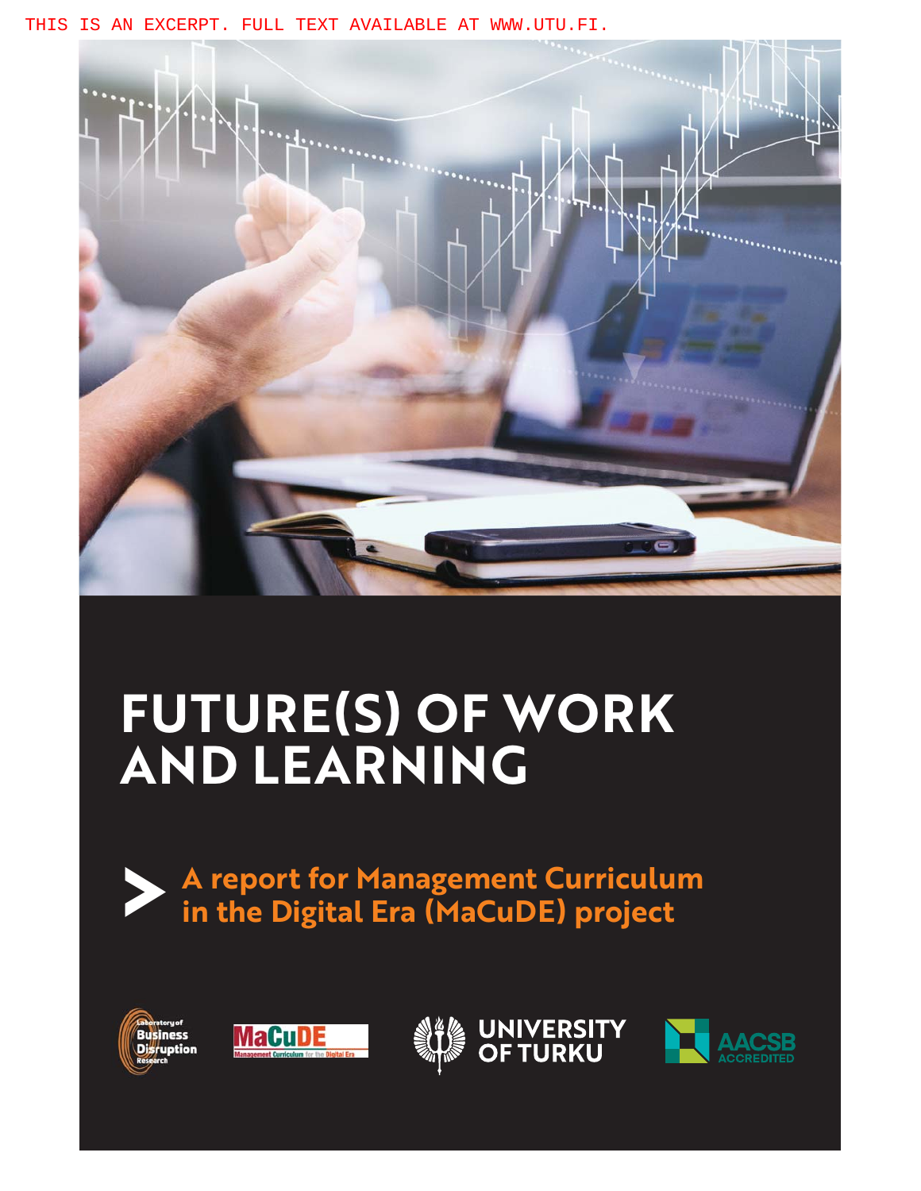THIS IS AN EXCERPT. FULL TEXT AVAILABLE AT WWW.UTU.FI.

# FUTURE(S) OF WORK AND LEARNING

## A report for Management Curriculum in the Digital Era (MaCuDE) project

Laboratory of Business Disruption Research

MaCuDE Management Curriculum for the Digital Era

UNIVERSITY OF TURKU

AACSB ACCREDITED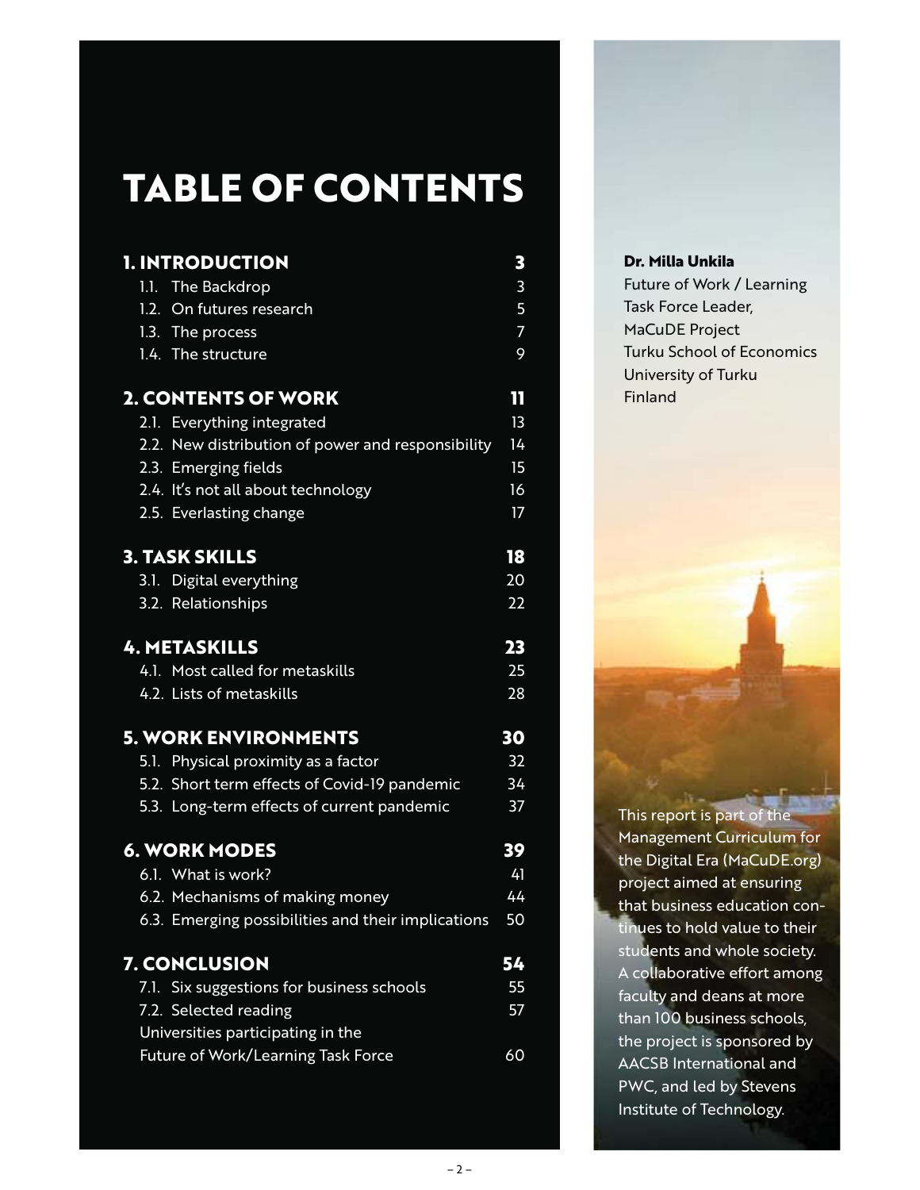# TABLE OF CONTENTS

| | |
|---|---|
| **1. INTRODUCTION** | **3** |
| 1.1. The Backdrop | 3 |
| 1.2. On futures research | 5 |
| 1.3. The process | 7 |
| 1.4. The structure | 9 |
| **2. CONTENTS OF WORK** | **11** |
| 2.1. Everything integrated | 13 |
| 2.2. New distribution of power and responsibility | 14 |
| 2.3. Emerging fields | 15 |
| 2.4. It's not all about technology | 16 |
| 2.5. Everlasting change | 17 |
| **3. TASK SKILLS** | **18** |
| 3.1. Digital everything | 20 |
| 3.2. Relationships | 22 |
| **4. METASKILLS** | **23** |
| 4.1. Most called for metaskills | 25 |
| 4.2. Lists of metaskills | 28 |
| **5. WORK ENVIRONMENTS** | **30** |
| 5.1. Physical proximity as a factor | 32 |
| 5.2. Short term effects of Covid-19 pandemic | 34 |
| 5.3. Long-term effects of current pandemic | 37 |
| **6. WORK MODES** | **39** |
| 6.1. What is work? | 41 |
| 6.2. Mechanisms of making money | 44 |
| 6.3. Emerging possibilities and their implications | 50 |
| **7. CONCLUSION** | **54** |
| 7.1. Six suggestions for business schools | 55 |
| 7.2. Selected reading | 57 |
| Universities participating in the Future of Work/Learning Task Force | 60 |

**Dr. Milla Unkila**
Future of Work / Learning
Task Force Leader,
MaCuDE Project
Turku School of Economics
University of Turku
Finland

This report is part of the Management Curriculum for the Digital Era (MaCuDE.org) project aimed at ensuring that business education continues to hold value to their students and whole society. A collaborative effort among faculty and deans at more than 100 business schools, the project is sponsored by AACSB International and PWC, and led by Stevens Institute of Technology.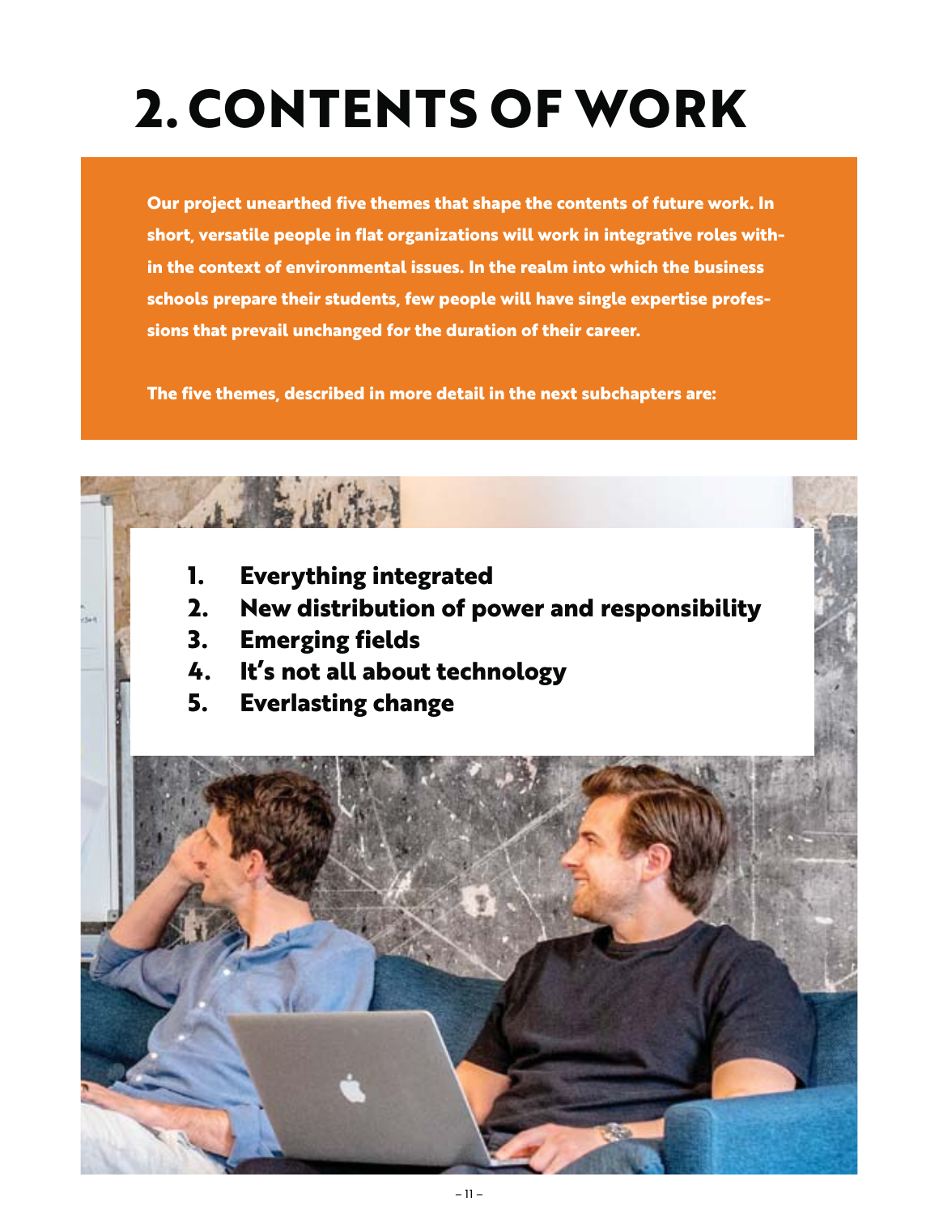# 2. CONTENTS OF WORK

**Our project unearthed five themes that shape the contents of future work. In short, versatile people in flat organizations will work in integrative roles within the context of environmental issues. In the realm into which the business schools prepare their students, few people will have single expertise professions that prevail unchanged for the duration of their career.**

**The five themes, described in more detail in the next subchapters are:**

1. **Everything integrated**
2. **New distribution of power and responsibility**
3. **Emerging fields**
4. **It's not all about technology**
5. **Everlasting change**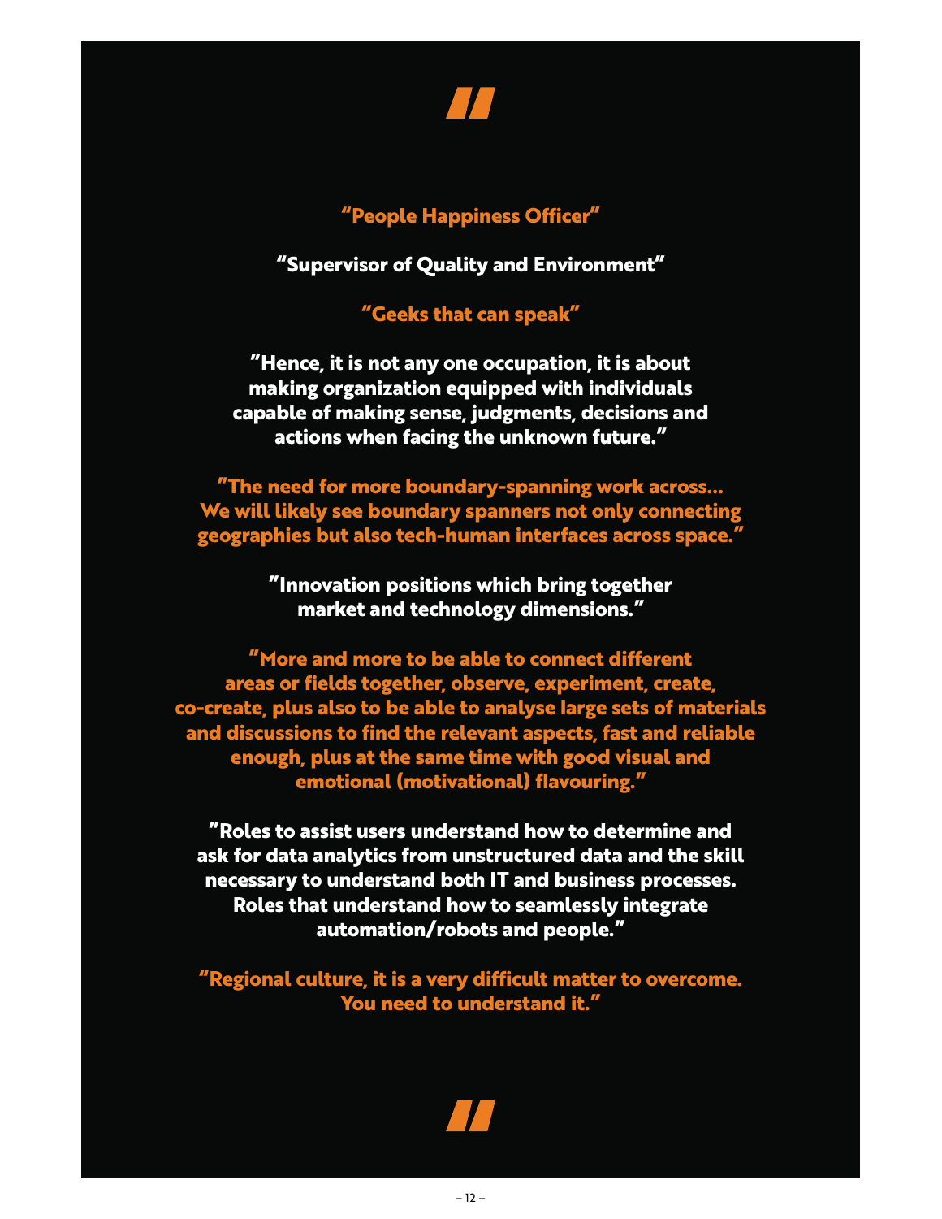**"People Happiness Officer"**

**"Supervisor of Quality and Environment"**

**"Geeks that can speak"**

**"Hence, it is not any one occupation, it is about making organization equipped with individuals capable of making sense, judgments, decisions and actions when facing the unknown future."**

**"The need for more boundary-spanning work across... We will likely see boundary spanners not only connecting geographies but also tech-human interfaces across space."**

**"Innovation positions which bring together market and technology dimensions."**

**"More and more to be able to connect different areas or fields together, observe, experiment, create, co-create, plus also to be able to analyse large sets of materials and discussions to find the relevant aspects, fast and reliable enough, plus at the same time with good visual and emotional (motivational) flavouring."**

**"Roles to assist users understand how to determine and ask for data analytics from unstructured data and the skill necessary to understand both IT and business processes. Roles that understand how to seamlessly integrate automation/robots and people."**

**"Regional culture, it is a very difficult matter to overcome. You need to understand it."**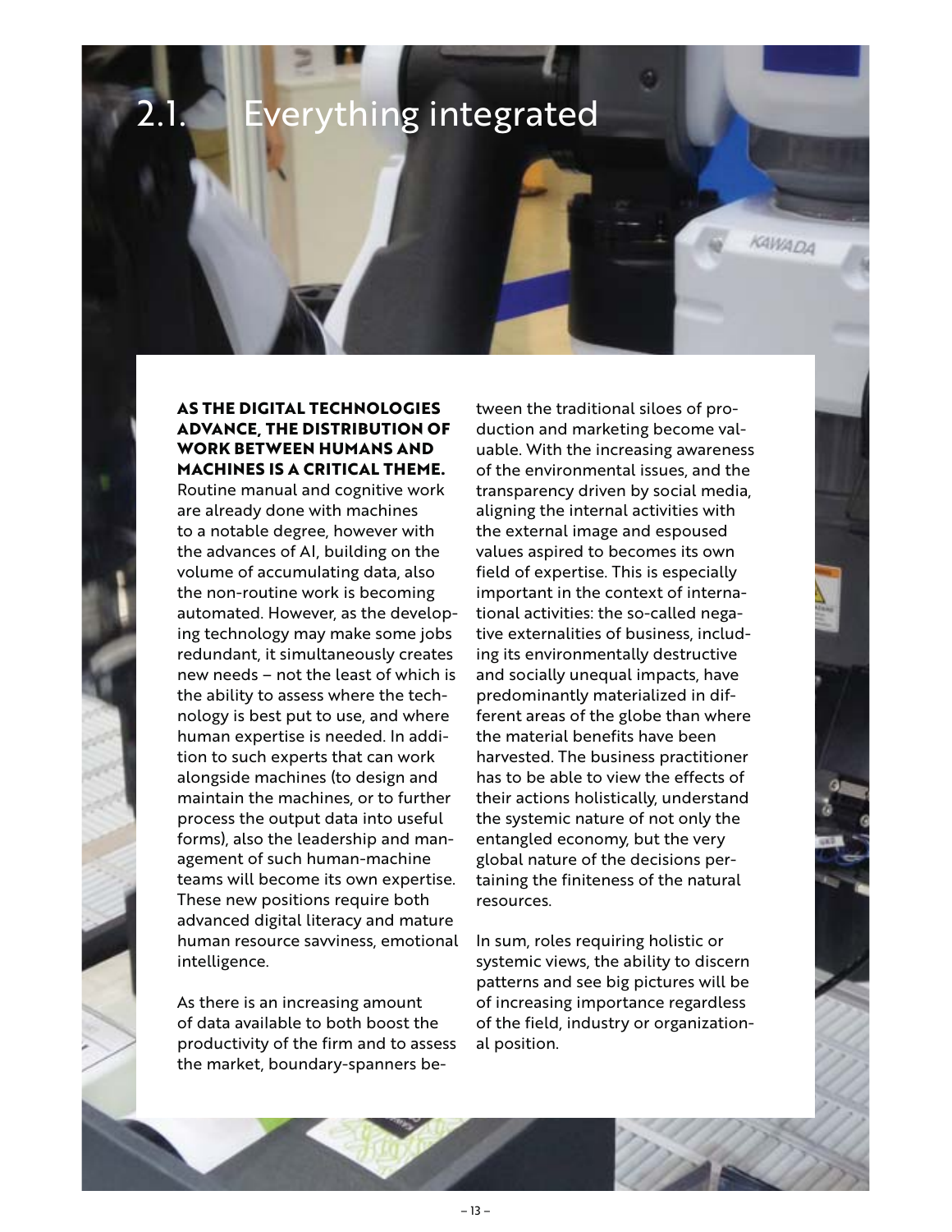## 2.1. Everything integrated

**AS THE DIGITAL TECHNOLOGIES ADVANCE, THE DISTRIBUTION OF WORK BETWEEN HUMANS AND MACHINES IS A CRITICAL THEME.** Routine manual and cognitive work are already done with machines to a notable degree, however with the advances of AI, building on the volume of accumulating data, also the non-routine work is becoming automated. However, as the developing technology may make some jobs redundant, it simultaneously creates new needs – not the least of which is the ability to assess where the technology is best put to use, and where human expertise is needed. In addition to such experts that can work alongside machines (to design and maintain the machines, or to further process the output data into useful forms), also the leadership and management of such human-machine teams will become its own expertise. These new positions require both advanced digital literacy and mature human resource savviness, emotional intelligence.

As there is an increasing amount of data available to both boost the productivity of the firm and to assess the market, boundary-spanners between the traditional siloes of production and marketing become valuable. With the increasing awareness of the environmental issues, and the transparency driven by social media, aligning the internal activities with the external image and espoused values aspired to becomes its own field of expertise. This is especially important in the context of international activities: the so-called negative externalities of business, including its environmentally destructive and socially unequal impacts, have predominantly materialized in different areas of the globe than where the material benefits have been harvested. The business practitioner has to be able to view the effects of their actions holistically, understand the systemic nature of not only the entangled economy, but the very global nature of the decisions pertaining the finiteness of the natural resources.

In sum, roles requiring holistic or systemic views, the ability to discern patterns and see big pictures will be of increasing importance regardless of the field, industry or organizational position.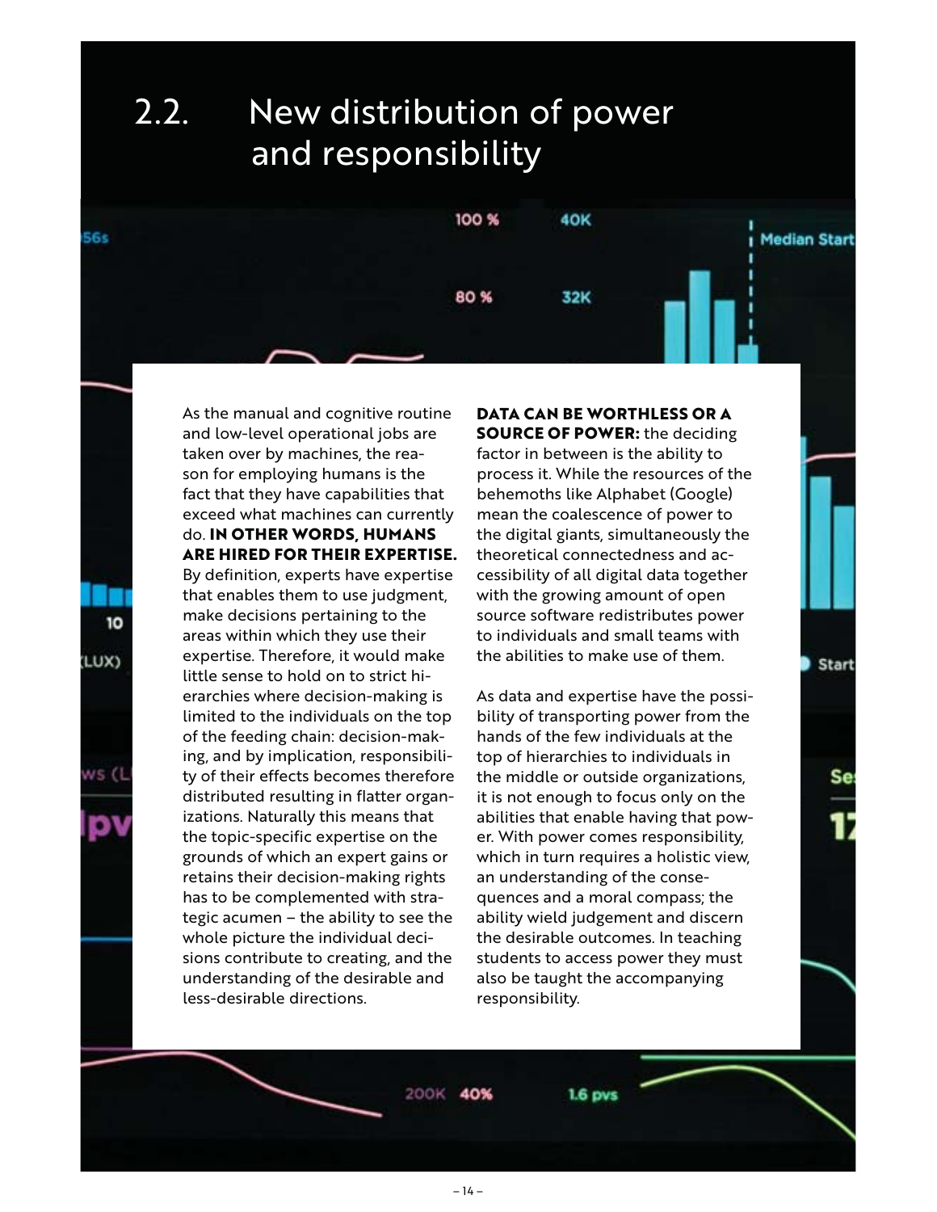## 2.2. New distribution of power and responsibility

As the manual and cognitive routine and low-level operational jobs are taken over by machines, the reason for employing humans is the fact that they have capabilities that exceed what machines can currently do. **IN OTHER WORDS, HUMANS ARE HIRED FOR THEIR EXPERTISE.** By definition, experts have expertise that enables them to use judgment, make decisions pertaining to the areas within which they use their expertise. Therefore, it would make little sense to hold on to strict hierarchies where decision-making is limited to the individuals on the top of the feeding chain: decision-making, and by implication, responsibility of their effects becomes therefore distributed resulting in flatter organizations. Naturally this means that the topic-specific expertise on the grounds of which an expert gains or retains their decision-making rights has to be complemented with strategic acumen – the ability to see the whole picture the individual decisions contribute to creating, and the understanding of the desirable and less-desirable directions.

**DATA CAN BE WORTHLESS OR A SOURCE OF POWER:** the deciding factor in between is the ability to process it. While the resources of the behemoths like Alphabet (Google) mean the coalescence of power to the digital giants, simultaneously the theoretical connectedness and accessibility of all digital data together with the growing amount of open source software redistributes power to individuals and small teams with the abilities to make use of them.

As data and expertise have the possibility of transporting power from the hands of the few individuals at the top of hierarchies to individuals in the middle or outside organizations, it is not enough to focus only on the abilities that enable having that power. With power comes responsibility, which in turn requires a holistic view, an understanding of the consequences and a moral compass; the ability wield judgement and discern the desirable outcomes. In teaching students to access power they must also be taught the accompanying responsibility.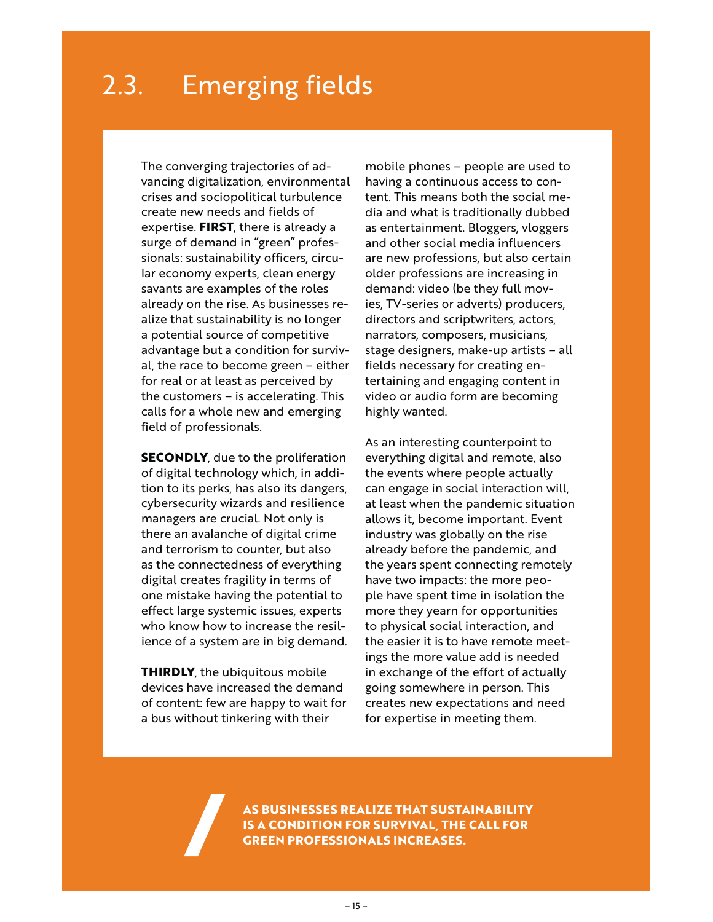## 2.3. Emerging fields

The converging trajectories of advancing digitalization, environmental crises and sociopolitical turbulence create new needs and fields of expertise. **FIRST**, there is already a surge of demand in "green" professionals: sustainability officers, circular economy experts, clean energy savants are examples of the roles already on the rise. As businesses realize that sustainability is no longer a potential source of competitive advantage but a condition for survival, the race to become green – either for real or at least as perceived by the customers – is accelerating. This calls for a whole new and emerging field of professionals.

**SECONDLY**, due to the proliferation of digital technology which, in addition to its perks, has also its dangers, cybersecurity wizards and resilience managers are crucial. Not only is there an avalanche of digital crime and terrorism to counter, but also as the connectedness of everything digital creates fragility in terms of one mistake having the potential to effect large systemic issues, experts who know how to increase the resilience of a system are in big demand.

**THIRDLY**, the ubiquitous mobile devices have increased the demand of content: few are happy to wait for a bus without tinkering with their mobile phones – people are used to having a continuous access to content. This means both the social media and what is traditionally dubbed as entertainment. Bloggers, vloggers and other social media influencers are new professions, but also certain older professions are increasing in demand: video (be they full movies, TV-series or adverts) producers, directors and scriptwriters, actors, narrators, composers, musicians, stage designers, make-up artists – all fields necessary for creating entertaining and engaging content in video or audio form are becoming highly wanted.

As an interesting counterpoint to everything digital and remote, also the events where people actually can engage in social interaction will, at least when the pandemic situation allows it, become important. Event industry was globally on the rise already before the pandemic, and the years spent connecting remotely have two impacts: the more people have spent time in isolation the more they yearn for opportunities to physical social interaction, and the easier it is to have remote meetings the more value add is needed in exchange of the effort of actually going somewhere in person. This creates new expectations and need for expertise in meeting them.

**AS BUSINESSES REALIZE THAT SUSTAINABILITY IS A CONDITION FOR SURVIVAL, THE CALL FOR GREEN PROFESSIONALS INCREASES.**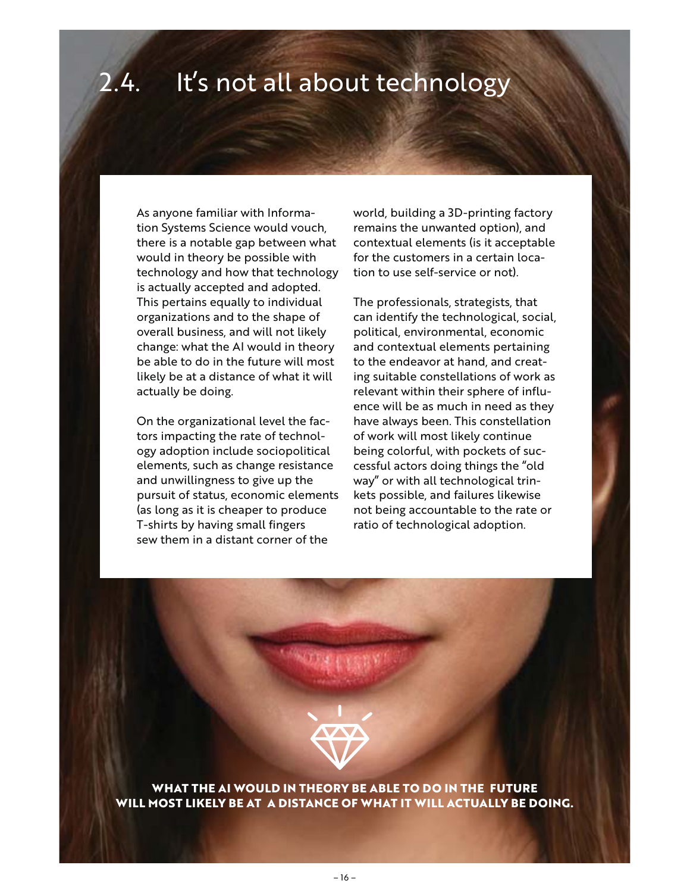## 2.4. It's not all about technology

As anyone familiar with Information Systems Science would vouch, there is a notable gap between what would in theory be possible with technology and how that technology is actually accepted and adopted. This pertains equally to individual organizations and to the shape of overall business, and will not likely change: what the AI would in theory be able to do in the future will most likely be at a distance of what it will actually be doing.

On the organizational level the factors impacting the rate of technology adoption include sociopolitical elements, such as change resistance and unwillingness to give up the pursuit of status, economic elements (as long as it is cheaper to produce T-shirts by having small fingers sew them in a distant corner of the world, building a 3D-printing factory remains the unwanted option), and contextual elements (is it acceptable for the customers in a certain location to use self-service or not).

The professionals, strategists, that can identify the technological, social, political, environmental, economic and contextual elements pertaining to the endeavor at hand, and creating suitable constellations of work as relevant within their sphere of influence will be as much in need as they have always been. This constellation of work will most likely continue being colorful, with pockets of successful actors doing things the "old way" or with all technological trinkets possible, and failures likewise not being accountable to the rate or ratio of technological adoption.

**WHAT THE AI WOULD IN THEORY BE ABLE TO DO IN THE FUTURE WILL MOST LIKELY BE AT A DISTANCE OF WHAT IT WILL ACTUALLY BE DOING.**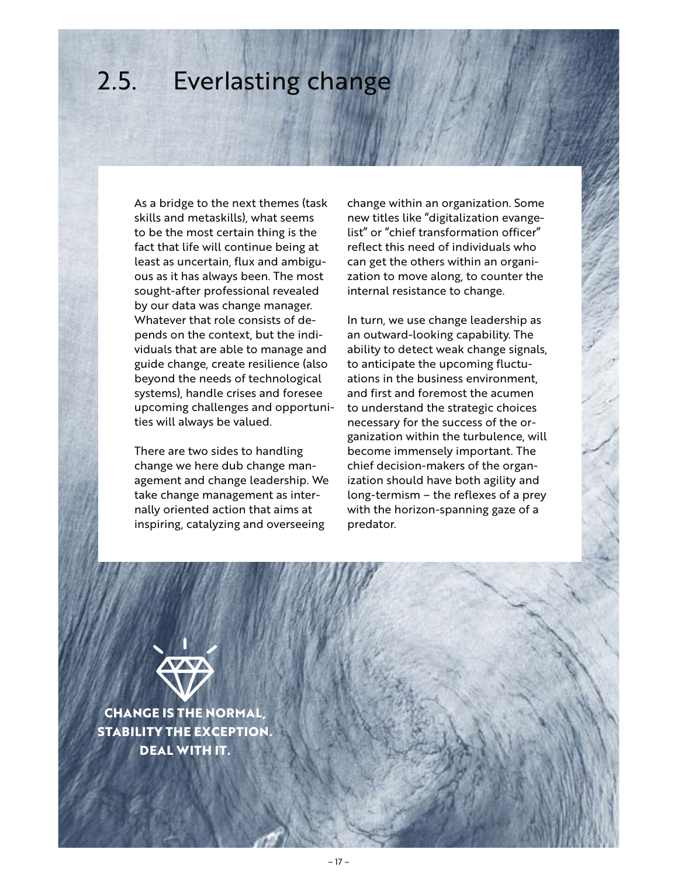# 2.5. Everlasting change

As a bridge to the next themes (task skills and metaskills), what seems to be the most certain thing is the fact that life will continue being at least as uncertain, flux and ambiguous as it has always been. The most sought-after professional revealed by our data was change manager. Whatever that role consists of depends on the context, but the individuals that are able to manage and guide change, create resilience (also beyond the needs of technological systems), handle crises and foresee upcoming challenges and opportunities will always be valued.

There are two sides to handling change we here dub change management and change leadership. We take change management as internally oriented action that aims at inspiring, catalyzing and overseeing change within an organization. Some new titles like "digitalization evangelist" or "chief transformation officer" reflect this need of individuals who can get the others within an organization to move along, to counter the internal resistance to change.

In turn, we use change leadership as an outward-looking capability. The ability to detect weak change signals, to anticipate the upcoming fluctuations in the business environment, and first and foremost the acumen to understand the strategic choices necessary for the success of the organization within the turbulence, will become immensely important. The chief decision-makers of the organization should have both agility and long-termism – the reflexes of a prey with the horizon-spanning gaze of a predator.

**CHANGE IS THE NORMAL, STABILITY THE EXCEPTION. DEAL WITH IT.**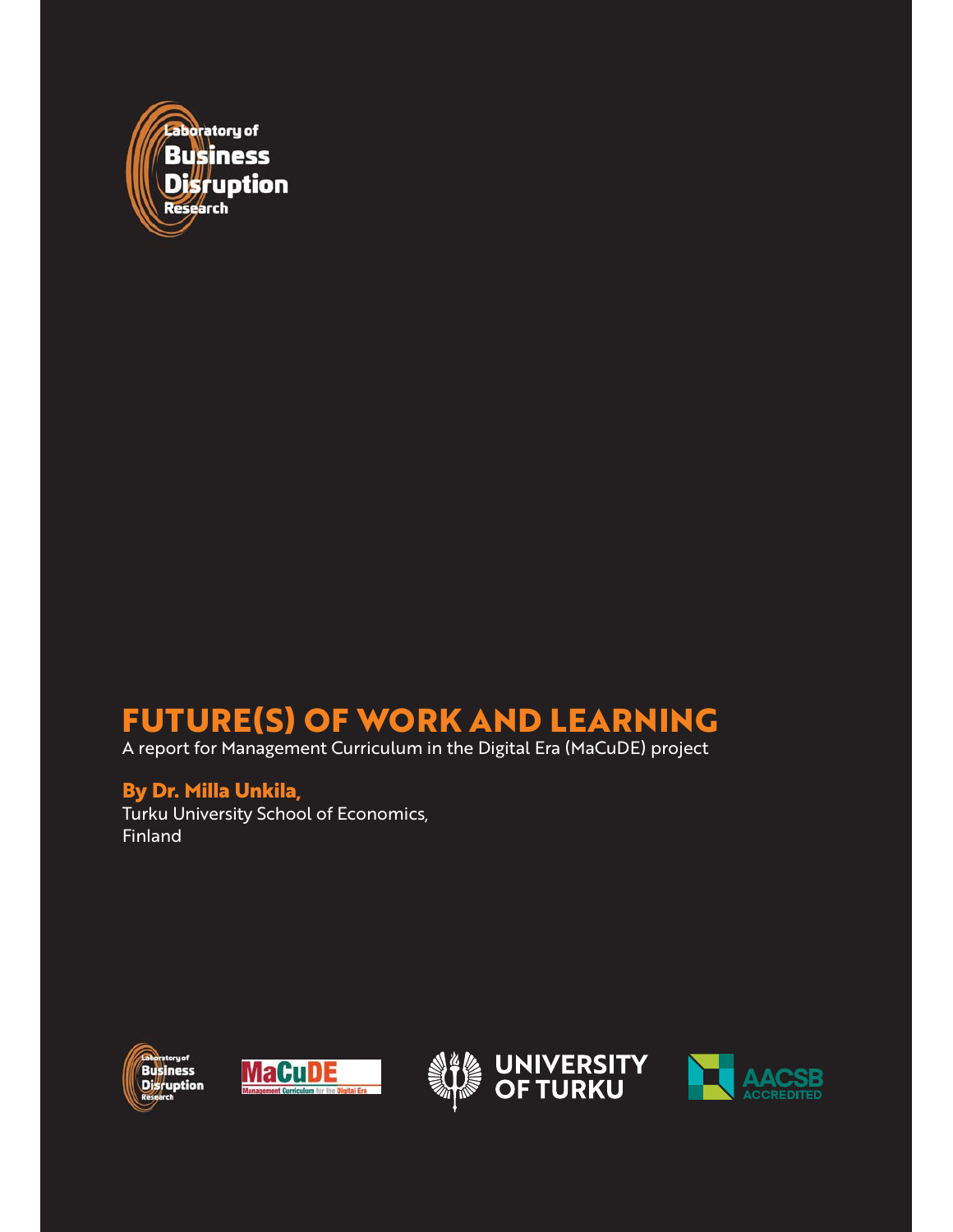Laboratory of
Business
Disruption
Research

# FUTURE(S) OF WORK AND LEARNING

A report for Management Curriculum in the Digital Era (MaCuDE) project

**By Dr. Milla Unkila,**
Turku University School of Economics,
Finland

Laboratory of Business Disruption Research

MaCuDE Management Curriculum for the Digital Era

UNIVERSITY OF TURKU

AACSB ACCREDITED